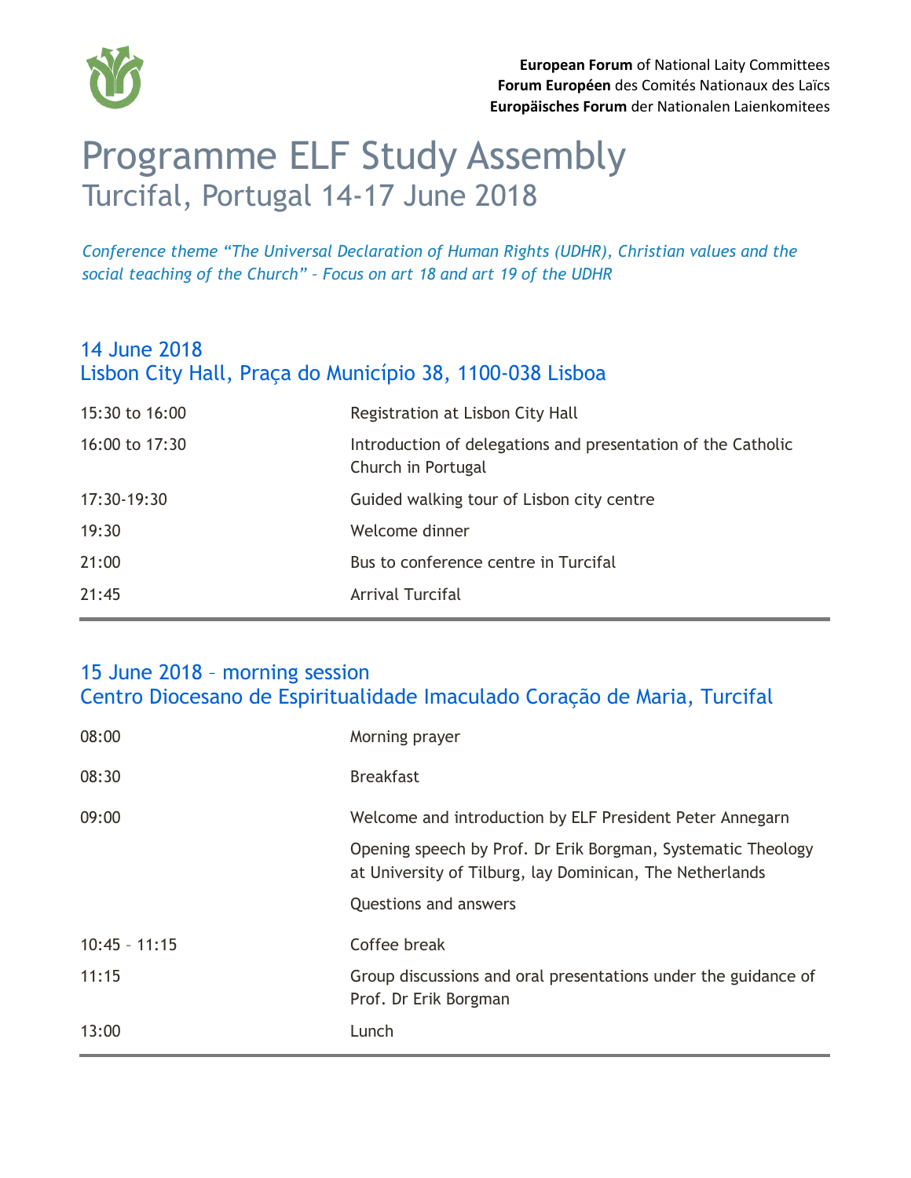**European Forum** of National Laity Committees
**Forum Européen** des Comités Nationaux des Laïcs
**Europäisches Forum** der Nationalen Laienkomitees

# Programme ELF Study Assembly

## Turcifal, Portugal 14-17 June 2018

*Conference theme "The Universal Declaration of Human Rights (UDHR), Christian values and the social teaching of the Church" – Focus on art 18 and art 19 of the UDHR*

### 14 June 2018
### Lisbon City Hall, Praça do Município 38, 1100-038 Lisboa

| | |
|---|---|
| 15:30 to 16:00 | Registration at Lisbon City Hall |
| 16:00 to 17:30 | Introduction of delegations and presentation of the Catholic Church in Portugal |
| 17:30-19:30 | Guided walking tour of Lisbon city centre |
| 19:30 | Welcome dinner |
| 21:00 | Bus to conference centre in Turcifal |
| 21:45 | Arrival Turcifal |

### 15 June 2018 – morning session
### Centro Diocesano de Espiritualidade Imaculado Coração de Maria, Turcifal

| | |
|---|---|
| 08:00 | Morning prayer |
| 08:30 | Breakfast |
| 09:00 | Welcome and introduction by ELF President Peter Annegarn<br>Opening speech by Prof. Dr Erik Borgman, Systematic Theology at University of Tilburg, lay Dominican, The Netherlands<br>Questions and answers |
| 10:45 – 11:15 | Coffee break |
| 11:15 | Group discussions and oral presentations under the guidance of Prof. Dr Erik Borgman |
| 13:00 | Lunch |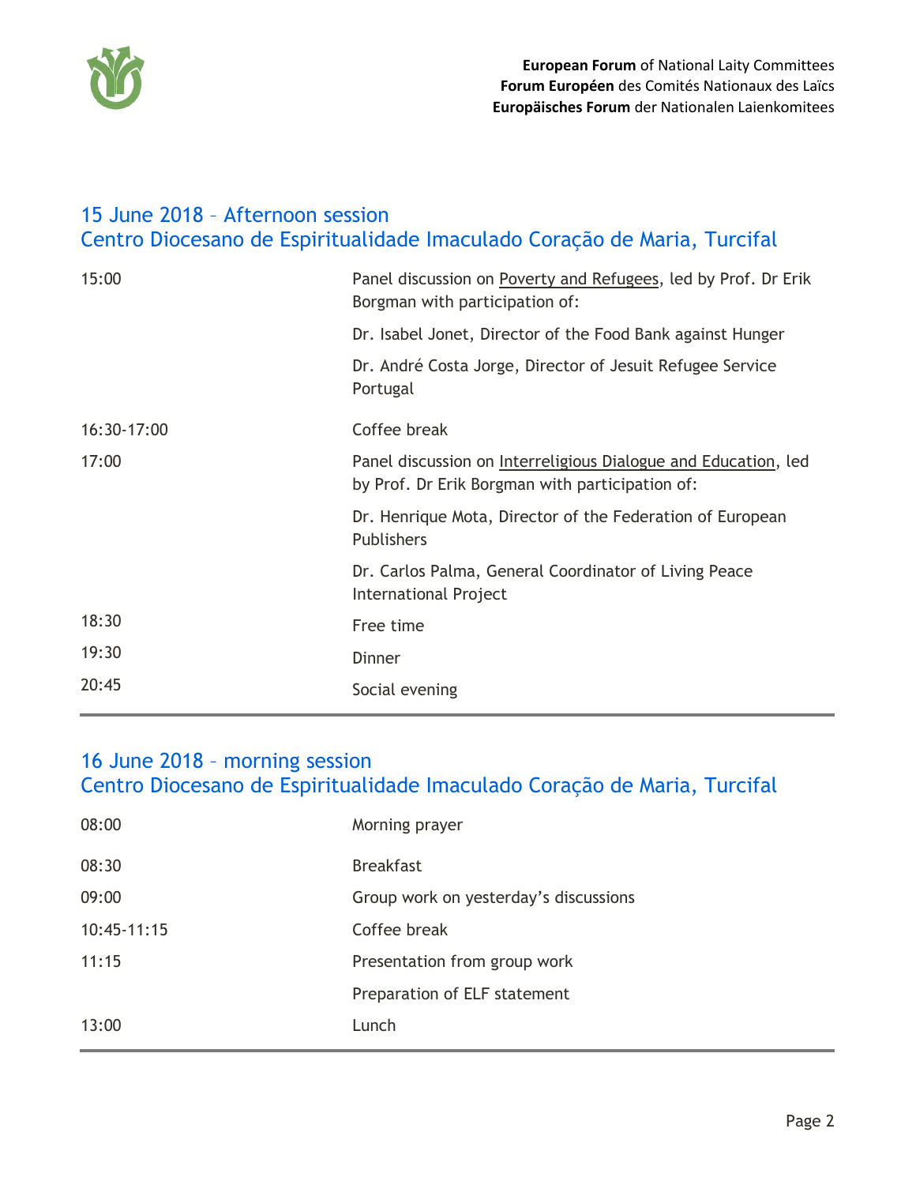## 15 June 2018 – Afternoon session
## Centro Diocesano de Espiritualidade Imaculado Coração de Maria, Turcifal

| | |
|---|---|
| 15:00 | Panel discussion on Poverty and Refugees, led by Prof. Dr Erik Borgman with participation of: |
| | Dr. Isabel Jonet, Director of the Food Bank against Hunger |
| | Dr. André Costa Jorge, Director of Jesuit Refugee Service Portugal |
| 16:30-17:00 | Coffee break |
| 17:00 | Panel discussion on Interreligious Dialogue and Education, led by Prof. Dr Erik Borgman with participation of: |
| | Dr. Henrique Mota, Director of the Federation of European Publishers |
| | Dr. Carlos Palma, General Coordinator of Living Peace International Project |
| 18:30 | Free time |
| 19:30 | Dinner |
| 20:45 | Social evening |

## 16 June 2018 – morning session
## Centro Diocesano de Espiritualidade Imaculado Coração de Maria, Turcifal

| | |
|---|---|
| 08:00 | Morning prayer |
| 08:30 | Breakfast |
| 09:00 | Group work on yesterday's discussions |
| 10:45-11:15 | Coffee break |
| 11:15 | Presentation from group work |
| | Preparation of ELF statement |
| 13:00 | Lunch |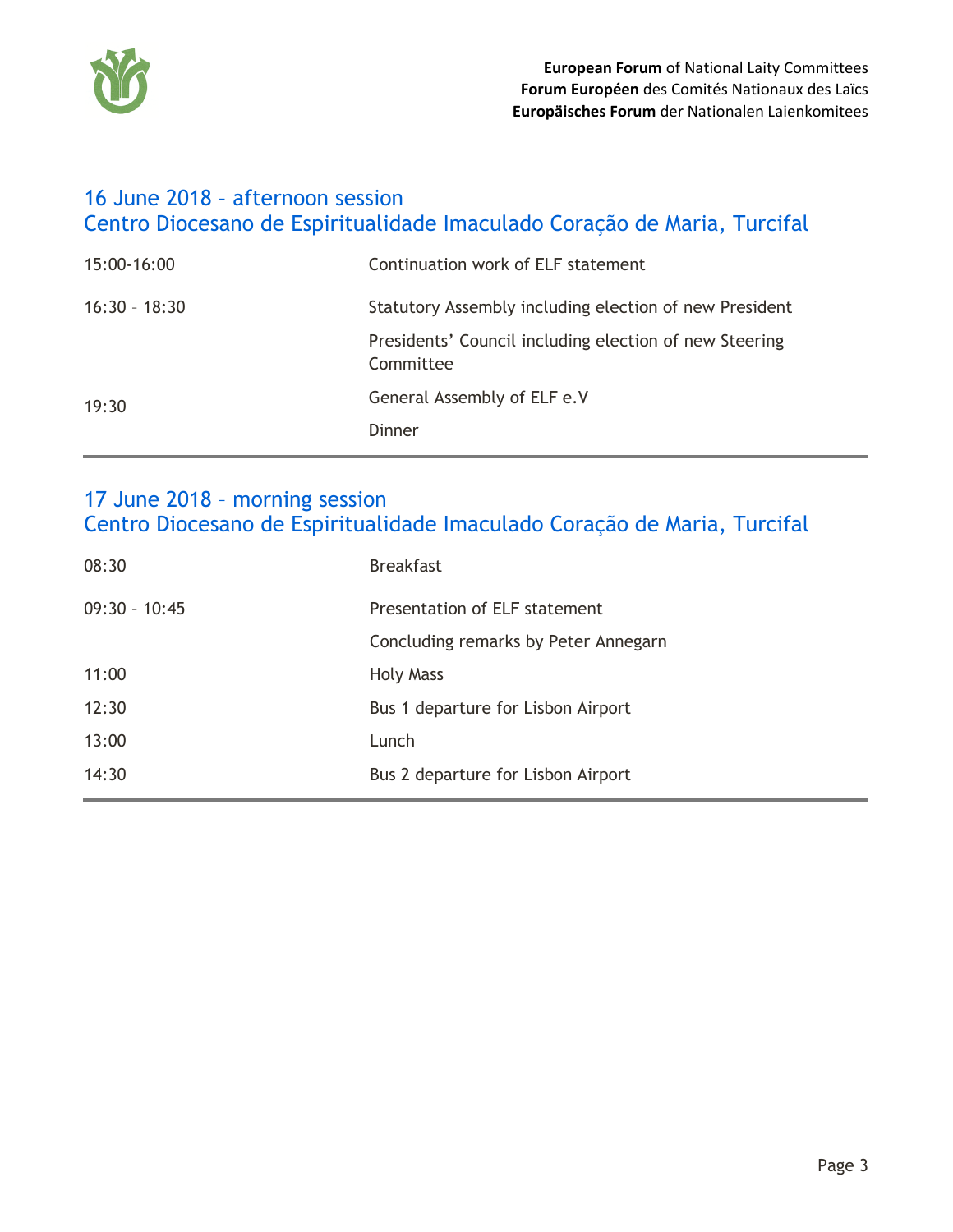## 16 June 2018 – afternoon session
## Centro Diocesano de Espiritualidade Imaculado Coração de Maria, Turcifal

| | |
|---|---|
| 15:00-16:00 | Continuation work of ELF statement |
| 16:30 – 18:30 | Statutory Assembly including election of new President |
| | Presidents' Council including election of new Steering Committee |
| | General Assembly of ELF e.V |
| 19:30 | Dinner |

## 17 June 2018 – morning session
## Centro Diocesano de Espiritualidade Imaculado Coração de Maria, Turcifal

| | |
|---|---|
| 08:30 | Breakfast |
| 09:30 – 10:45 | Presentation of ELF statement |
| | Concluding remarks by Peter Annegarn |
| 11:00 | Holy Mass |
| 12:30 | Bus 1 departure for Lisbon Airport |
| 13:00 | Lunch |
| 14:30 | Bus 2 departure for Lisbon Airport |